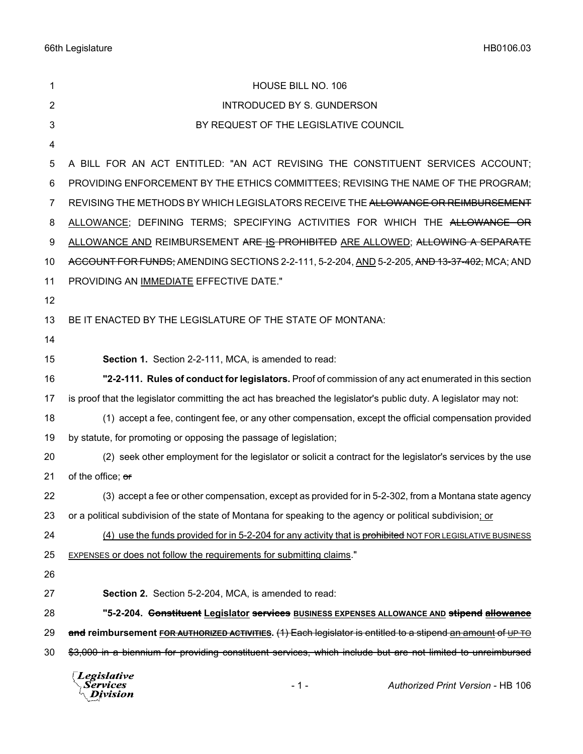HOUSE BILL NO. 106

INTRODUCED BY S. GUNDERSON

BY REQUEST OF THE LEGISLATIVE COUNCIL

A BILL FOR AN ACT ENTITLED: "AN ACT REVISING THE CONSTITUENT SERVICES ACCOUNT; PROVIDING ENFORCEMENT BY THE ETHICS COMMITTEES; REVISING THE NAME OF THE PROGRAM; REVISING THE METHODS BY WHICH LEGISLATORS RECEIVE THE ~~ALLOWANCE OR REIMBURSEMENT~~ <u>ALLOWANCE</u>; DEFINING TERMS; SPECIFYING ACTIVITIES FOR WHICH THE ~~ALLOWANCE OR~~ <u>ALLOWANCE AND</u> REIMBURSEMENT ~~ARE IS PROHIBITED~~ <u>ARE ALLOWED</u>; ~~ALLOWING A SEPARATE ACCOUNT FOR FUNDS;~~ AMENDING SECTIONS 2-2-111, 5-2-204, <u>AND</u> 5-2-205, ~~AND 13-37-402,~~ MCA; AND PROVIDING AN <u>IMMEDIATE</u> EFFECTIVE DATE."

BE IT ENACTED BY THE LEGISLATURE OF THE STATE OF MONTANA:

**Section 1.** Section 2-2-111, MCA, is amended to read:

**"2-2-111. Rules of conduct for legislators.** Proof of commission of any act enumerated in this section is proof that the legislator committing the act has breached the legislator's public duty. A legislator may not:

(1) accept a fee, contingent fee, or any other compensation, except the official compensation provided by statute, for promoting or opposing the passage of legislation;

(2) seek other employment for the legislator or solicit a contract for the legislator's services by the use of the office; ~~or~~

(3) accept a fee or other compensation, except as provided for in 5-2-302, from a Montana state agency or a political subdivision of the state of Montana for speaking to the agency or political subdivision<u>; or</u>

<u>(4) use the funds provided for in 5-2-204 for any activity that is ~~prohibited~~ NOT FOR LEGISLATIVE BUSINESS EXPENSES or does not follow the requirements for submitting claims</u>."

**Section 2.** Section 5-2-204, MCA, is amended to read:

**"5-2-204. ~~Constituent~~ <u>Legislator</u> ~~services~~ BUSINESS EXPENSES ALLOWANCE AND ~~stipend~~ ~~allowance~~ ~~and~~ reimbursement ~~FOR AUTHORIZED ACTIVITIES~~.** ~~(1) Each legislator is entitled to a stipend~~ <u>an amount</u> of ~~UP TO~~ ~~$3,000 in a biennium for providing constituent services, which include but are not limited to unreimbursed~~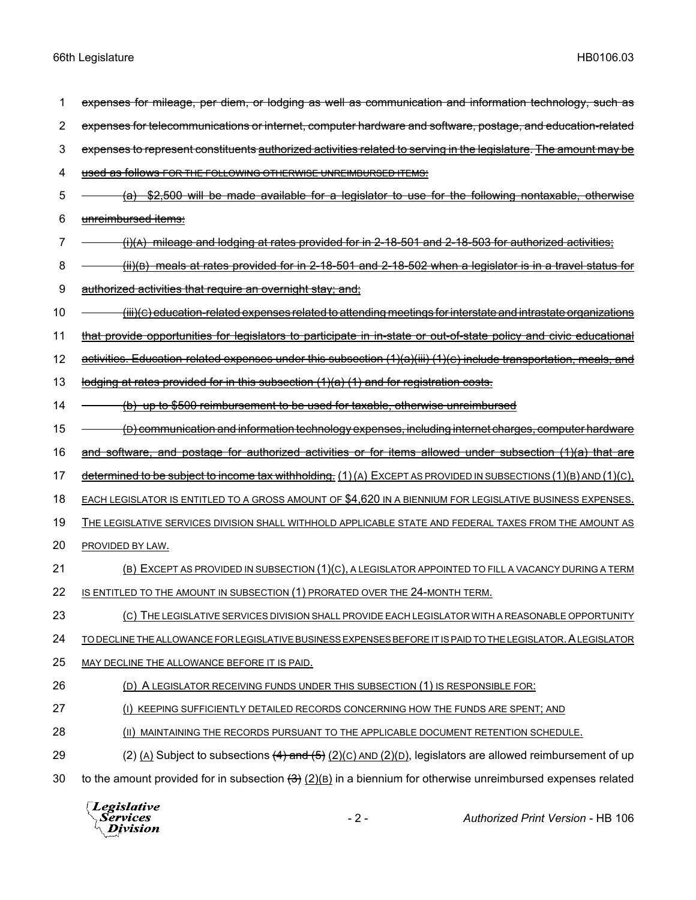~~expenses for mileage, per diem, or lodging as well as communication and information technology, such as expenses for telecommunications or internet, computer hardware and software, postage, and education-related expenses to represent constituents~~ ~~authorized activities related to serving in the legislature~~. ~~The amount may be used as follows~~ ~~FOR THE FOLLOWING OTHERWISE UNREIMBURSED ITEMS:~~

~~(a) $2,500 will be made available for a legislator to use for the following nontaxable, otherwise unreimbursed items:~~

~~(i)(A) mileage and lodging at rates provided for in 2-18-501 and 2-18-503 for authorized activities;~~

~~(ii)(B) meals at rates provided for in 2-18-501 and 2-18-502 when a legislator is in a travel status for authorized activities that require an overnight stay; and;~~

~~(iii)(C) education-related expenses related to attending meetings for interstate and intrastate organizations that provide opportunities for legislators to participate in in-state or out-of-state policy and civic educational activities. Education-related expenses under this subsection (1)(a)(iii) (1)(C) include transportation, meals, and lodging at rates provided for in this subsection (1)(a) (1) and for registration costs.~~

~~(b) up to $500 reimbursement to be used for taxable, otherwise unreimbursed~~

~~(D) communication and information technology expenses, including internet charges, computer hardware and software, and postage for authorized activities or for items allowed under subsection (1)(a) that are determined to be subject to income tax withholding.~~ <u>(1) (A) EXCEPT AS PROVIDED IN SUBSECTIONS (1)(B) AND (1)(C), EACH LEGISLATOR IS ENTITLED TO A GROSS AMOUNT OF $4,620 IN A BIENNIUM FOR LEGISLATIVE BUSINESS EXPENSES. THE LEGISLATIVE SERVICES DIVISION SHALL WITHHOLD APPLICABLE STATE AND FEDERAL TAXES FROM THE AMOUNT AS PROVIDED BY LAW.</u>

<u>(B) EXCEPT AS PROVIDED IN SUBSECTION (1)(C), A LEGISLATOR APPOINTED TO FILL A VACANCY DURING A TERM IS ENTITLED TO THE AMOUNT IN SUBSECTION (1) PRORATED OVER THE 24-MONTH TERM.</u>

<u>(C) THE LEGISLATIVE SERVICES DIVISION SHALL PROVIDE EACH LEGISLATOR WITH A REASONABLE OPPORTUNITY TO DECLINE THE ALLOWANCE FOR LEGISLATIVE BUSINESS EXPENSES BEFORE IT IS PAID TO THE LEGISLATOR. A LEGISLATOR MAY DECLINE THE ALLOWANCE BEFORE IT IS PAID.</u>

<u>(D) A LEGISLATOR RECEIVING FUNDS UNDER THIS SUBSECTION (1) IS RESPONSIBLE FOR:</u>

<u>(I) KEEPING SUFFICIENTLY DETAILED RECORDS CONCERNING HOW THE FUNDS ARE SPENT; AND</u>

<u>(II) MAINTAINING THE RECORDS PURSUANT TO THE APPLICABLE DOCUMENT RETENTION SCHEDULE.</u>

(2) <u>(A)</u> Subject to subsections ~~(4) and (5)~~ <u>(2)(C) AND (2)(D)</u>, legislators are allowed reimbursement of up to the amount provided for in subsection ~~(3)~~ <u>(2)(B)</u> in a biennium for otherwise unreimbursed expenses related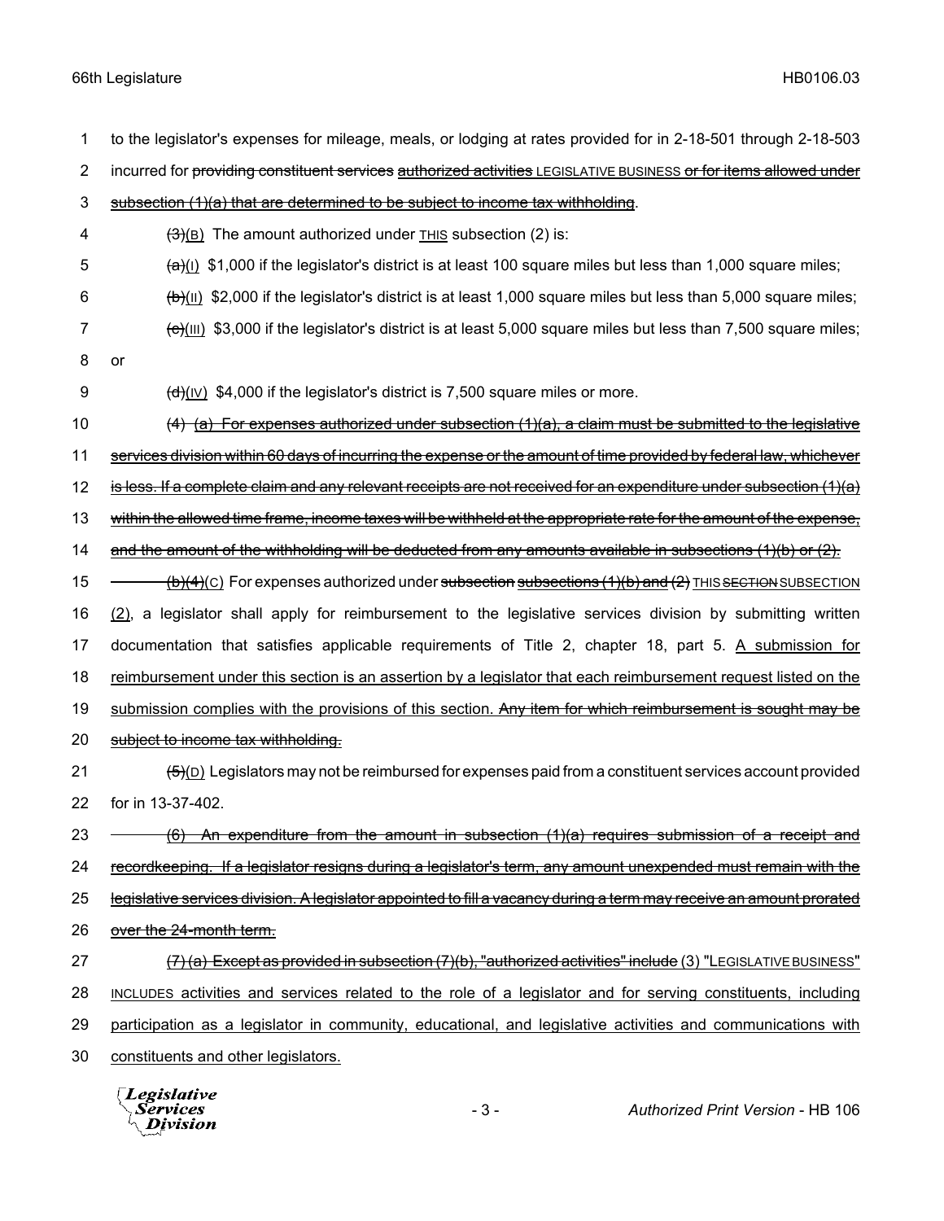to the legislator's expenses for mileage, meals, or lodging at rates provided for in 2-18-501 through 2-18-503 incurred for ~~providing constituent services~~ ~~authorized activities~~ LEGISLATIVE BUSINESS ~~or for items allowed under subsection (1)(a) that are determined to be subject to income tax withholding~~.

~~(3)~~(B) The amount authorized under THIS subsection (2) is:

~~(a)~~(I) $1,000 if the legislator's district is at least 100 square miles but less than 1,000 square miles;

~~(b)~~(II) $2,000 if the legislator's district is at least 1,000 square miles but less than 5,000 square miles;

~~(c)~~(III) $3,000 if the legislator's district is at least 5,000 square miles but less than 7,500 square miles; or

~~(d)~~(IV) $4,000 if the legislator's district is 7,500 square miles or more.

~~(4) (a) For expenses authorized under subsection (1)(a), a claim must be submitted to the legislative services division within 60 days of incurring the expense or the amount of time provided by federal law, whichever is less. If a complete claim and any relevant receipts are not received for an expenditure under subsection (1)(a) within the allowed time frame, income taxes will be withheld at the appropriate rate for the amount of the expense, and the amount of the withholding will be deducted from any amounts available in subsections (1)(b) or (2).~~

~~(b)~~~~(4)~~(C) For expenses authorized under ~~subsection~~ ~~subsections (1)(b) and (2)~~ THIS ~~SECTION~~ SUBSECTION (2), a legislator shall apply for reimbursement to the legislative services division by submitting written documentation that satisfies applicable requirements of Title 2, chapter 18, part 5. A submission for reimbursement under this section is an assertion by a legislator that each reimbursement request listed on the submission complies with the provisions of this section. ~~Any item for which reimbursement is sought may be subject to income tax withholding.~~

~~(5)~~(D) Legislators may not be reimbursed for expenses paid from a constituent services account provided for in 13-37-402.

~~(6) An expenditure from the amount in subsection (1)(a) requires submission of a receipt and recordkeeping. If a legislator resigns during a legislator's term, any amount unexpended must remain with the legislative services division. A legislator appointed to fill a vacancy during a term may receive an amount prorated over the 24-month term.~~

~~(7) (a) Except as provided in subsection (7)(b), "authorized activities" include~~ (3) "LEGISLATIVE BUSINESS" INCLUDES activities and services related to the role of a legislator and for serving constituents, including participation as a legislator in community, educational, and legislative activities and communications with constituents and other legislators.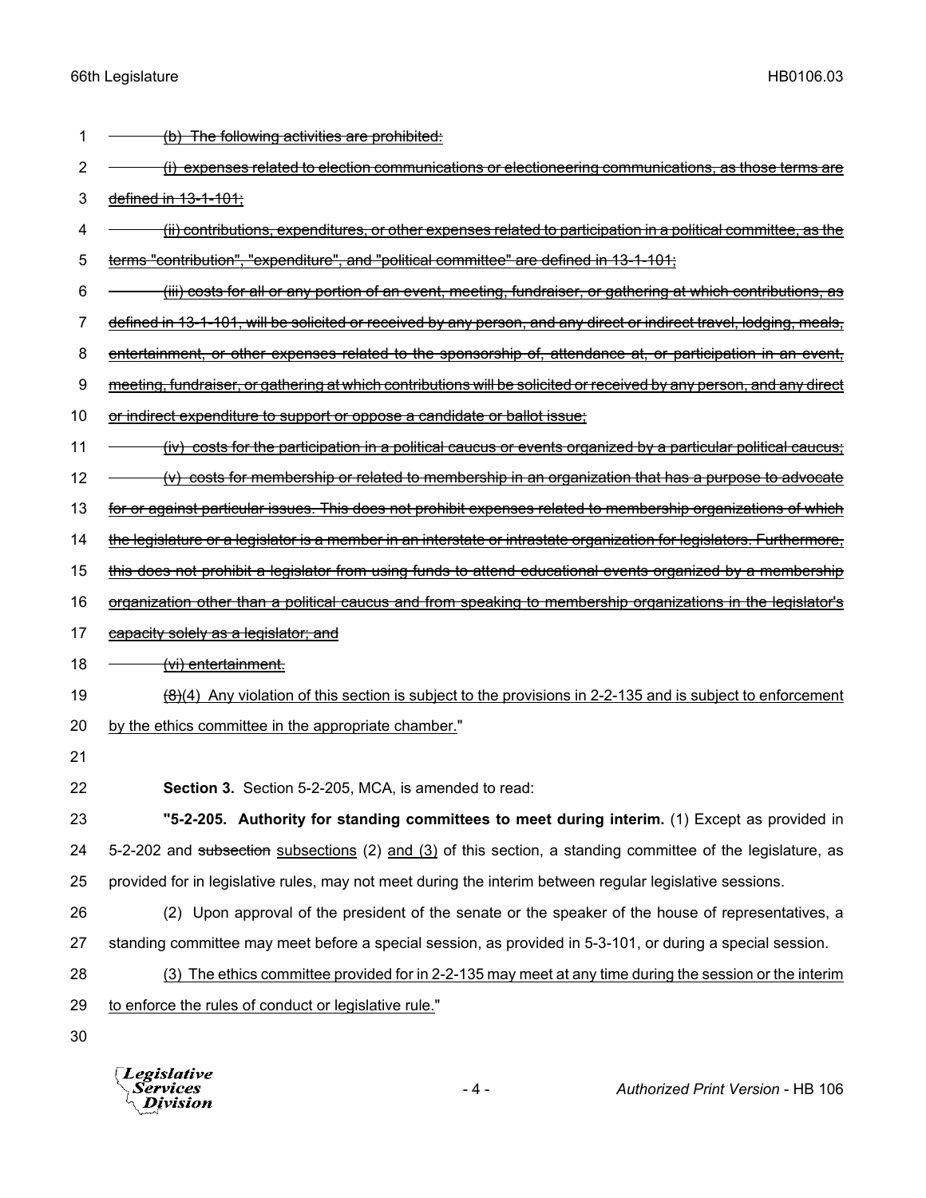~~(b) The following activities are prohibited:~~

~~(i) expenses related to election communications or electioneering communications, as those terms are defined in 13-1-101;~~

~~(ii) contributions, expenditures, or other expenses related to participation in a political committee, as the terms "contribution", "expenditure", and "political committee" are defined in 13-1-101;~~

~~(iii) costs for all or any portion of an event, meeting, fundraiser, or gathering at which contributions, as defined in 13-1-101, will be solicited or received by any person, and any direct or indirect travel, lodging, meals, entertainment, or other expenses related to the sponsorship of, attendance at, or participation in an event, meeting, fundraiser, or gathering at which contributions will be solicited or received by any person, and any direct or indirect expenditure to support or oppose a candidate or ballot issue;~~

~~(iv) costs for the participation in a political caucus or events organized by a particular political caucus;~~

~~(v) costs for membership or related to membership in an organization that has a purpose to advocate for or against particular issues. This does not prohibit expenses related to membership organizations of which the legislature or a legislator is a member in an interstate or intrastate organization for legislators. Furthermore, this does not prohibit a legislator from using funds to attend educational events organized by a membership organization other than a political caucus and from speaking to membership organizations in the legislator's capacity solely as a legislator; and~~

~~(vi) entertainment.~~

~~(8)~~<u>(4) Any violation of this section is subject to the provisions in 2-2-135 and is subject to enforcement by the ethics committee in the appropriate chamber.</u>"

**Section 3.** Section 5-2-205, MCA, is amended to read:

**"5-2-205. Authority for standing committees to meet during interim.** (1) Except as provided in 5-2-202 and ~~subsection~~ <u>subsections</u> (2) <u>and (3)</u> of this section, a standing committee of the legislature, as provided for in legislative rules, may not meet during the interim between regular legislative sessions.

(2) Upon approval of the president of the senate or the speaker of the house of representatives, a standing committee may meet before a special session, as provided in 5-3-101, or during a special session.

<u>(3) The ethics committee provided for in 2-2-135 may meet at any time during the session or the interim to enforce the rules of conduct or legislative rule.</u>"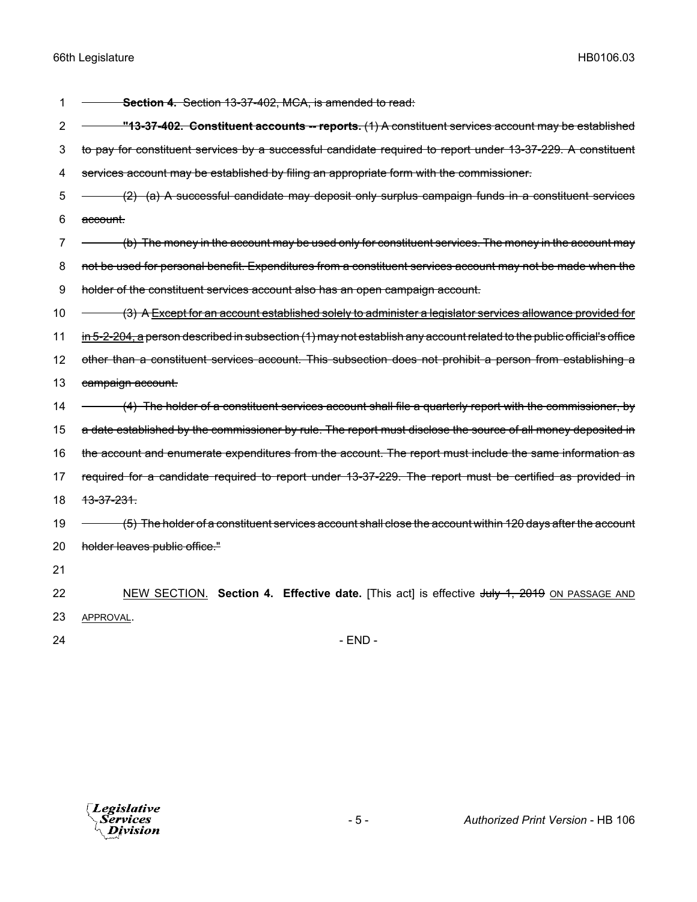~~**Section 4.** Section 13-37-402, MCA, is amended to read:~~

~~**"13-37-402. Constituent accounts -- reports.** (1) A constituent services account may be established to pay for constituent services by a successful candidate required to report under 13-37-229. A constituent services account may be established by filing an appropriate form with the commissioner.~~

~~(2) (a) A successful candidate may deposit only surplus campaign funds in a constituent services account.~~

~~(b) The money in the account may be used only for constituent services. The money in the account may not be used for personal benefit. Expenditures from a constituent services account may not be made when the holder of the constituent services account also has an open campaign account.~~

~~(3) A <u>Except for an account established solely to administer a legislator services allowance provided for in 5-2-204, a</u> person described in subsection (1) may not establish any account related to the public official's office other than a constituent services account. This subsection does not prohibit a person from establishing a campaign account.~~

~~(4) The holder of a constituent services account shall file a quarterly report with the commissioner, by a date established by the commissioner by rule. The report must disclose the source of all money deposited in the account and enumerate expenditures from the account. The report must include the same information as required for a candidate required to report under 13-37-229. The report must be certified as provided in 13-37-231.~~

~~(5) The holder of a constituent services account shall close the account within 120 days after the account holder leaves public office."~~

<u>NEW SECTION.</u> **Section 4. Effective date.** [This act] is effective ~~July 1, 2019~~ <u>ON PASSAGE AND APPROVAL</u>.

\- END -